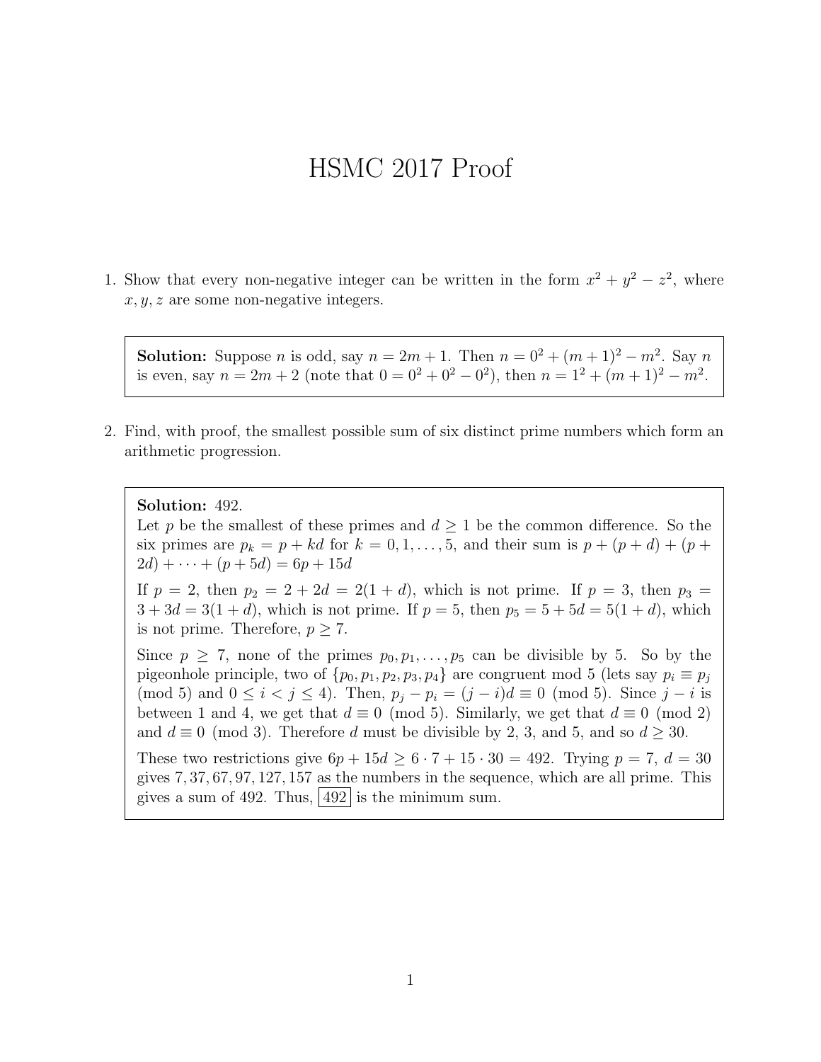# HSMC 2017 Proof

1. Show that every non-negative integer can be written in the form $x^2 + y^2 - z^2$, where $x, y, z$ are some non-negative integers.

> **Solution:** Suppose $n$ is odd, say $n = 2m+1$. Then $n = 0^2 + (m+1)^2 - m^2$. Say $n$ is even, say $n = 2m+2$ (note that $0 = 0^2 + 0^2 - 0^2$), then $n = 1^2 + (m+1)^2 - m^2$.

2. Find, with proof, the smallest possible sum of six distinct prime numbers which form an arithmetic progression.

> **Solution:** 492.
>
> Let $p$ be the smallest of these primes and $d \geq 1$ be the common difference. So the six primes are $p_k = p + kd$ for $k = 0, 1, \ldots, 5$, and their sum is $p + (p+d) + (p + 2d) + \cdots + (p + 5d) = 6p + 15d$
>
> If $p = 2$, then $p_2 = 2 + 2d = 2(1+d)$, which is not prime. If $p = 3$, then $p_3 = 3 + 3d = 3(1+d)$, which is not prime. If $p = 5$, then $p_5 = 5 + 5d = 5(1+d)$, which is not prime. Therefore, $p \geq 7$.
>
> Since $p \geq 7$, none of the primes $p_0, p_1, \ldots, p_5$ can be divisible by 5. So by the pigeonhole principle, two of $\{p_0, p_1, p_2, p_3, p_4\}$ are congruent mod 5 (lets say $p_i \equiv p_j \pmod 5$ and $0 \leq i < j \leq 4$). Then, $p_j - p_i = (j-i)d \equiv 0 \pmod 5$. Since $j - i$ is between 1 and 4, we get that $d \equiv 0 \pmod 5$. Similarly, we get that $d \equiv 0 \pmod 2$ and $d \equiv 0 \pmod 3$. Therefore $d$ must be divisible by 2, 3, and 5, and so $d \geq 30$.
>
> These two restrictions give $6p + 15d \geq 6 \cdot 7 + 15 \cdot 30 = 492$. Trying $p = 7$, $d = 30$ gives $7, 37, 67, 97, 127, 157$ as the numbers in the sequence, which are all prime. This gives a sum of 492. Thus, $\boxed{492}$ is the minimum sum.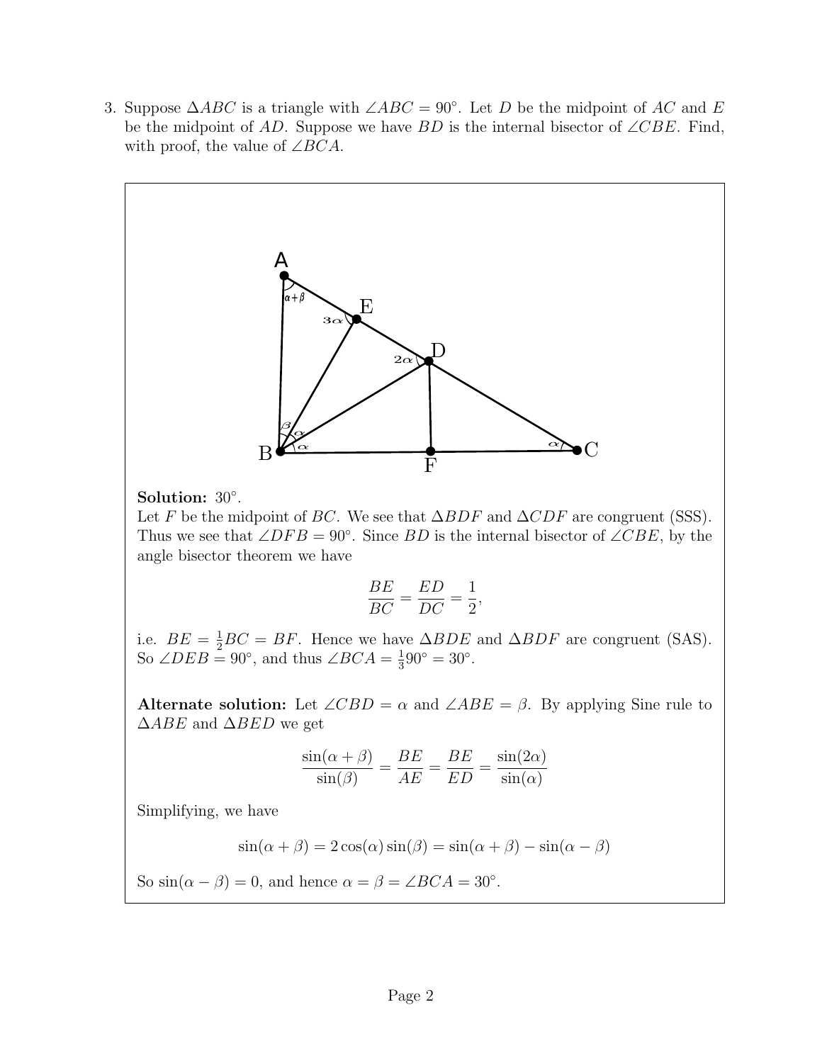3. Suppose $\Delta ABC$ is a triangle with $\angle ABC = 90^\circ$. Let $D$ be the midpoint of $AC$ and $E$ be the midpoint of $AD$. Suppose we have $BD$ is the internal bisector of $\angle CBE$. Find, with proof, the value of $\angle BCA$.

**Solution:** $30^\circ$.
Let $F$ be the midpoint of $BC$. We see that $\Delta BDF$ and $\Delta CDF$ are congruent (SSS). Thus we see that $\angle DFB = 90^\circ$. Since $BD$ is the internal bisector of $\angle CBE$, by the angle bisector theorem we have

$$\frac{BE}{BC} = \frac{ED}{DC} = \frac{1}{2},$$

i.e. $BE = \frac{1}{2}BC = BF$. Hence we have $\Delta BDE$ and $\Delta BDF$ are congruent (SAS). So $\angle DEB = 90^\circ$, and thus $\angle BCA = \frac{1}{3}90^\circ = 30^\circ$.

**Alternate solution:** Let $\angle CBD = \alpha$ and $\angle ABE = \beta$. By applying Sine rule to $\Delta ABE$ and $\Delta BED$ we get

$$\frac{\sin(\alpha+\beta)}{\sin(\beta)} = \frac{BE}{AE} = \frac{BE}{ED} = \frac{\sin(2\alpha)}{\sin(\alpha)}$$

Simplifying, we have

$$\sin(\alpha+\beta) = 2\cos(\alpha)\sin(\beta) = \sin(\alpha+\beta) - \sin(\alpha-\beta)$$

So $\sin(\alpha - \beta) = 0$, and hence $\alpha = \beta = \angle BCA = 30^\circ$.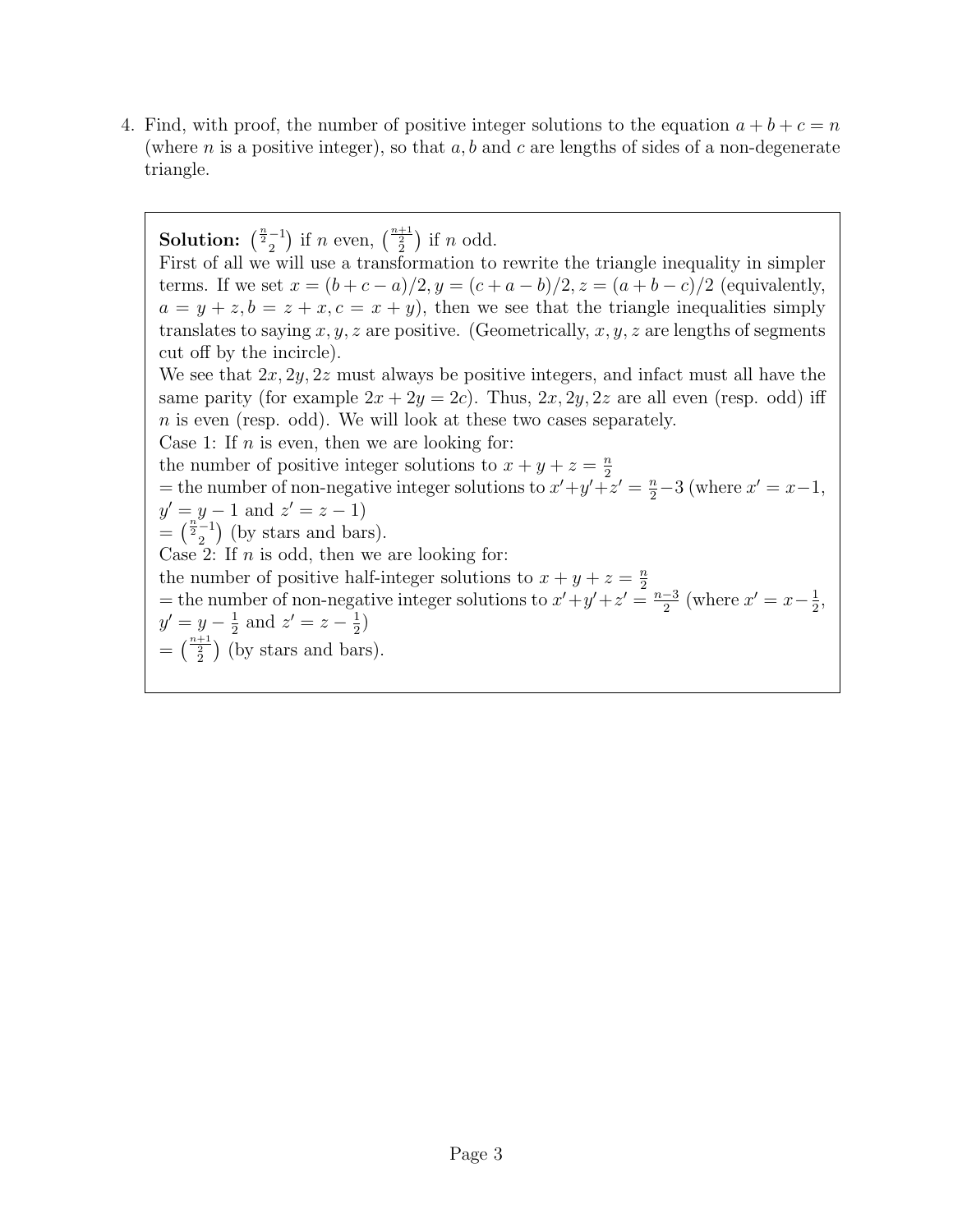4. Find, with proof, the number of positive integer solutions to the equation $a+b+c=n$ (where $n$ is a positive integer), so that $a, b$ and $c$ are lengths of sides of a non-degenerate triangle.

**Solution:** $\binom{\frac{n}{2}-1}{2}$ if $n$ even, $\binom{\frac{n+1}{2}}{2}$ if $n$ odd.
First of all we will use a transformation to rewrite the triangle inequality in simpler terms. If we set $x=(b+c-a)/2, y=(c+a-b)/2, z=(a+b-c)/2$ (equivalently, $a=y+z, b=z+x, c=x+y$), then we see that the triangle inequalities simply translates to saying $x, y, z$ are positive. (Geometrically, $x, y, z$ are lengths of segments cut off by the incircle).
We see that $2x, 2y, 2z$ must always be positive integers, and infact must all have the same parity (for example $2x+2y=2c$). Thus, $2x, 2y, 2z$ are all even (resp. odd) iff $n$ is even (resp. odd). We will look at these two cases separately.
Case 1: If $n$ is even, then we are looking for:
the number of positive integer solutions to $x+y+z=\frac{n}{2}$
= the number of non-negative integer solutions to $x'+y'+z'=\frac{n}{2}-3$ (where $x'=x-1$, $y'=y-1$ and $z'=z-1$)
$=\binom{\frac{n}{2}-1}{2}$ (by stars and bars).
Case 2: If $n$ is odd, then we are looking for:
the number of positive half-integer solutions to $x+y+z=\frac{n}{2}$
= the number of non-negative integer solutions to $x'+y'+z'=\frac{n-3}{2}$ (where $x'=x-\frac{1}{2}$, $y'=y-\frac{1}{2}$ and $z'=z-\frac{1}{2}$)
$=\binom{\frac{n+1}{2}}{2}$ (by stars and bars).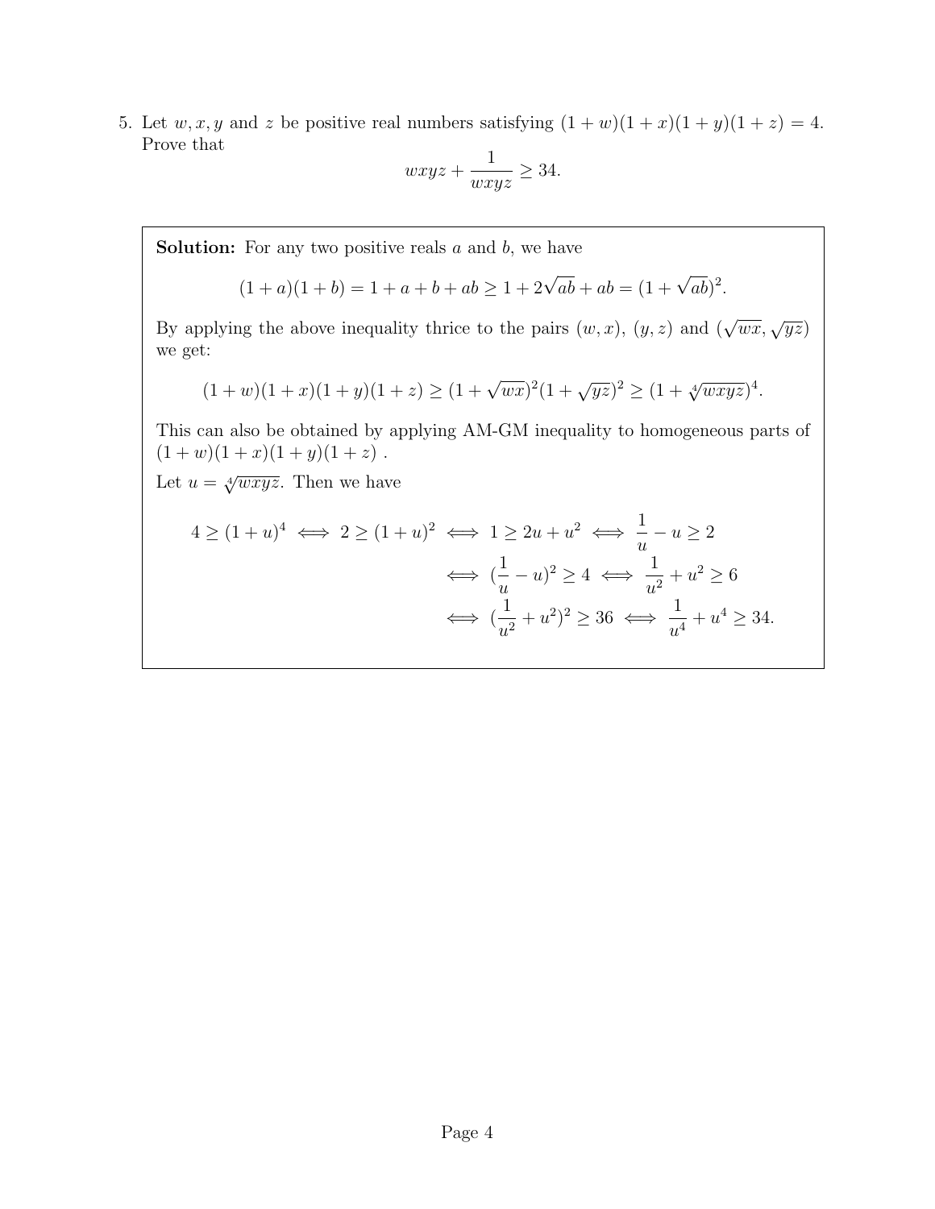5. Let $w, x, y$ and $z$ be positive real numbers satisfying $(1+w)(1+x)(1+y)(1+z) = 4$. Prove that

$$wxyz + \frac{1}{wxyz} \geq 34.$$

**Solution:** For any two positive reals $a$ and $b$, we have

$$(1+a)(1+b) = 1 + a + b + ab \geq 1 + 2\sqrt{ab} + ab = (1+\sqrt{ab})^2.$$

By applying the above inequality thrice to the pairs $(w, x)$, $(y, z)$ and $(\sqrt{wx}, \sqrt{yz})$ we get:

$$(1+w)(1+x)(1+y)(1+z) \geq (1+\sqrt{wx})^2(1+\sqrt{yz})^2 \geq (1+\sqrt[4]{wxyz})^4.$$

This can also be obtained by applying AM-GM inequality to homogeneous parts of $(1+w)(1+x)(1+y)(1+z)$ .

Let $u = \sqrt[4]{wxyz}$. Then we have

$$\begin{aligned}
4 \geq (1+u)^4 \iff 2 \geq (1+u)^2 \iff 1 \geq 2u + u^2 &\iff \frac{1}{u} - u \geq 2 \\
&\iff (\frac{1}{u} - u)^2 \geq 4 \iff \frac{1}{u^2} + u^2 \geq 6 \\
&\iff (\frac{1}{u^2} + u^2)^2 \geq 36 \iff \frac{1}{u^4} + u^4 \geq 34.
\end{aligned}$$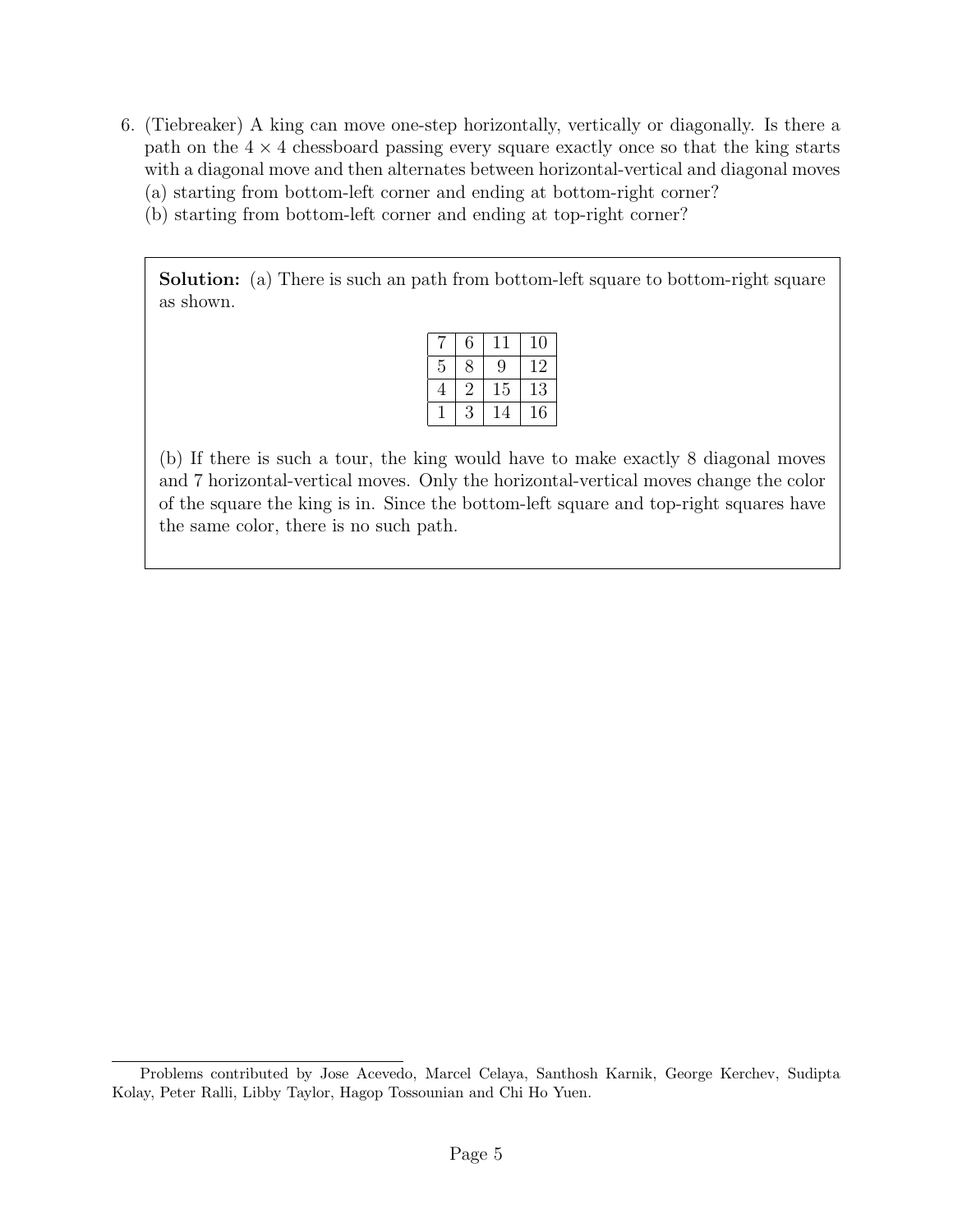6. (Tiebreaker) A king can move one-step horizontally, vertically or diagonally. Is there a path on the $4 \times 4$ chessboard passing every square exactly once so that the king starts with a diagonal move and then alternates between horizontal-vertical and diagonal moves
   (a) starting from bottom-left corner and ending at bottom-right corner?
   (b) starting from bottom-left corner and ending at top-right corner?

**Solution:** (a) There is such an path from bottom-left square to bottom-right square as shown.

| | | | |
|---|---|---|---|
| 7 | 6 | 11 | 10 |
| 5 | 8 | 9 | 12 |
| 4 | 2 | 15 | 13 |
| 1 | 3 | 14 | 16 |

(b) If there is such a tour, the king would have to make exactly 8 diagonal moves and 7 horizontal-vertical moves. Only the horizontal-vertical moves change the color of the square the king is in. Since the bottom-left square and top-right squares have the same color, there is no such path.

Problems contributed by Jose Acevedo, Marcel Celaya, Santhosh Karnik, George Kerchev, Sudipta Kolay, Peter Ralli, Libby Taylor, Hagop Tossounian and Chi Ho Yuen.